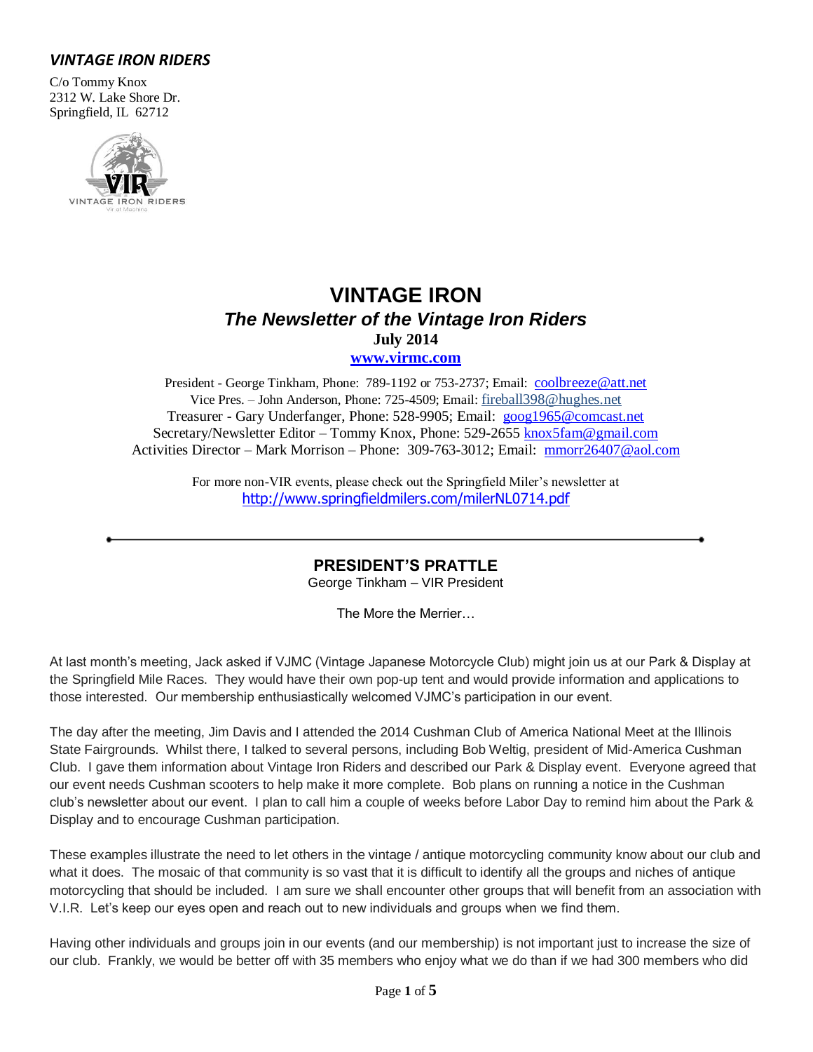***VINTAGE IRON RIDERS***

C/o Tommy Knox
2312 W. Lake Shore Dr.
Springfield, IL 62712

# VINTAGE IRON

## *The Newsletter of the Vintage Iron Riders*

**July 2014**

**www.virmc.com**

President - George Tinkham, Phone: 789-1192 or 753-2737; Email: coolbreeze@att.net
Vice Pres. – John Anderson, Phone: 725-4509; Email: fireball398@hughes.net
Treasurer - Gary Underfanger, Phone: 528-9905; Email: goog1965@comcast.net
Secretary/Newsletter Editor – Tommy Knox, Phone: 529-2655 knox5fam@gmail.com
Activities Director – Mark Morrison – Phone: 309-763-3012; Email: mmorr26407@aol.com

For more non-VIR events, please check out the Springfield Miler's newsletter at
http://www.springfieldmilers.com/milerNL0714.pdf

---

## PRESIDENT'S PRATTLE

George Tinkham – VIR President

The More the Merrier…

At last month's meeting, Jack asked if VJMC (Vintage Japanese Motorcycle Club) might join us at our Park & Display at the Springfield Mile Races. They would have their own pop-up tent and would provide information and applications to those interested. Our membership enthusiastically welcomed VJMC's participation in our event.

The day after the meeting, Jim Davis and I attended the 2014 Cushman Club of America National Meet at the Illinois State Fairgrounds. Whilst there, I talked to several persons, including Bob Weltig, president of Mid-America Cushman Club. I gave them information about Vintage Iron Riders and described our Park & Display event. Everyone agreed that our event needs Cushman scooters to help make it more complete. Bob plans on running a notice in the Cushman club's newsletter about our event. I plan to call him a couple of weeks before Labor Day to remind him about the Park & Display and to encourage Cushman participation.

These examples illustrate the need to let others in the vintage / antique motorcycling community know about our club and what it does. The mosaic of that community is so vast that it is difficult to identify all the groups and niches of antique motorcycling that should be included. I am sure we shall encounter other groups that will benefit from an association with V.I.R. Let's keep our eyes open and reach out to new individuals and groups when we find them.

Having other individuals and groups join in our events (and our membership) is not important just to increase the size of our club. Frankly, we would be better off with 35 members who enjoy what we do than if we had 300 members who did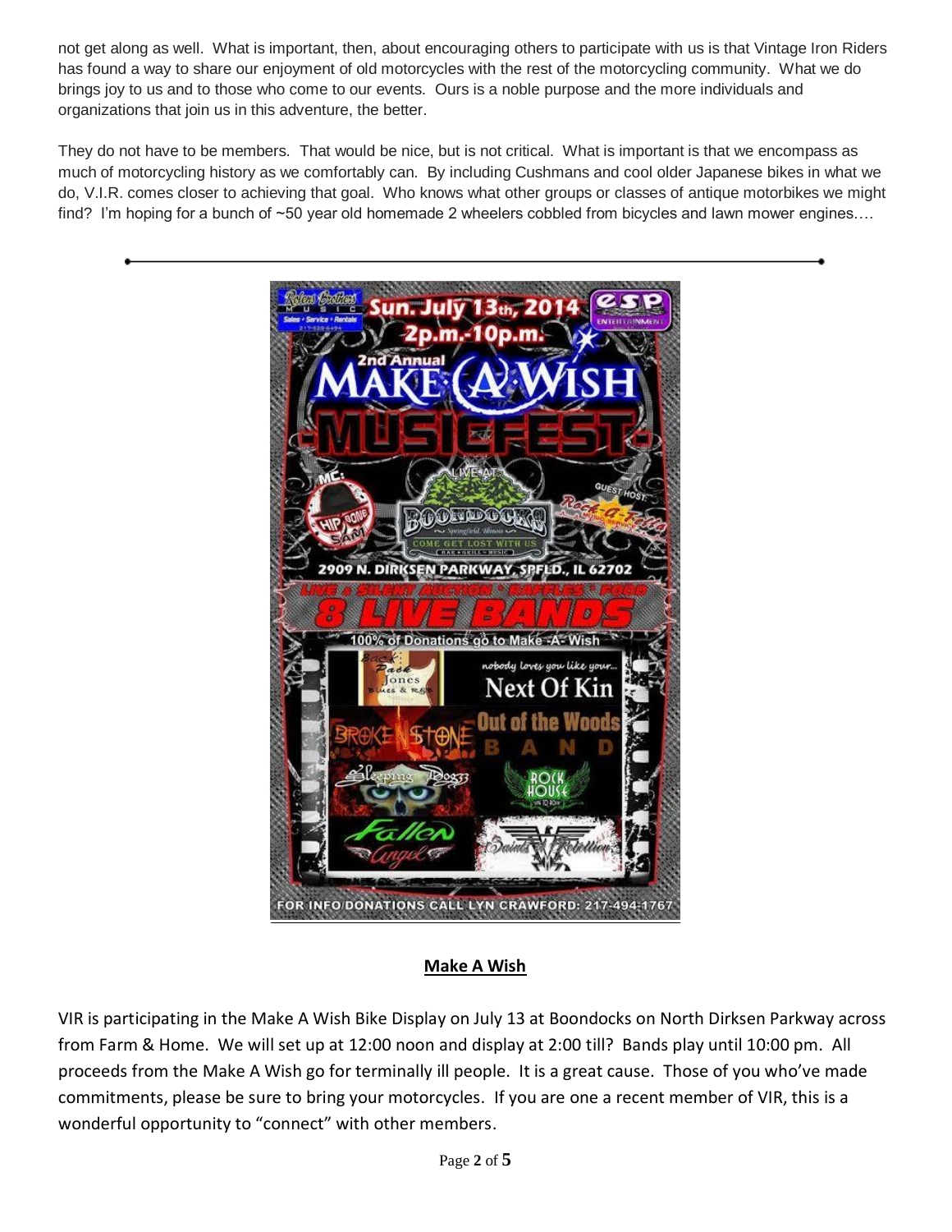not get along as well. What is important, then, about encouraging others to participate with us is that Vintage Iron Riders has found a way to share our enjoyment of old motorcycles with the rest of the motorcycling community. What we do brings joy to us and to those who come to our events. Ours is a noble purpose and the more individuals and organizations that join us in this adventure, the better.

They do not have to be members. That would be nice, but is not critical. What is important is that we encompass as much of motorcycling history as we comfortably can. By including Cushmans and cool older Japanese bikes in what we do, V.I.R. comes closer to achieving that goal. Who knows what other groups or classes of antique motorbikes we might find? I'm hoping for a bunch of ~50 year old homemade 2 wheelers cobbled from bicycles and lawn mower engines….

---

Sun. July 13th, 2014
2p.m.-10p.m.

2nd Annual
MAKE A WISH
MUSICFEST

LIVE AT: BOONDOCKS
2909 N. DIRKSEN PARKWAY, SPFLD., IL 62702

LIVE & SILENT AUCTION * RAFFLES * FOOD
8 LIVE BANDS
100% of Donations go to Make-A-Wish

FOR INFO/DONATIONS CALL LYN CRAWFORD: 217-494-1767

## Make A Wish

VIR is participating in the Make A Wish Bike Display on July 13 at Boondocks on North Dirksen Parkway across from Farm & Home. We will set up at 12:00 noon and display at 2:00 till? Bands play until 10:00 pm. All proceeds from the Make A Wish go for terminally ill people. It is a great cause. Those of you who've made commitments, please be sure to bring your motorcycles. If you are one a recent member of VIR, this is a wonderful opportunity to "connect" with other members.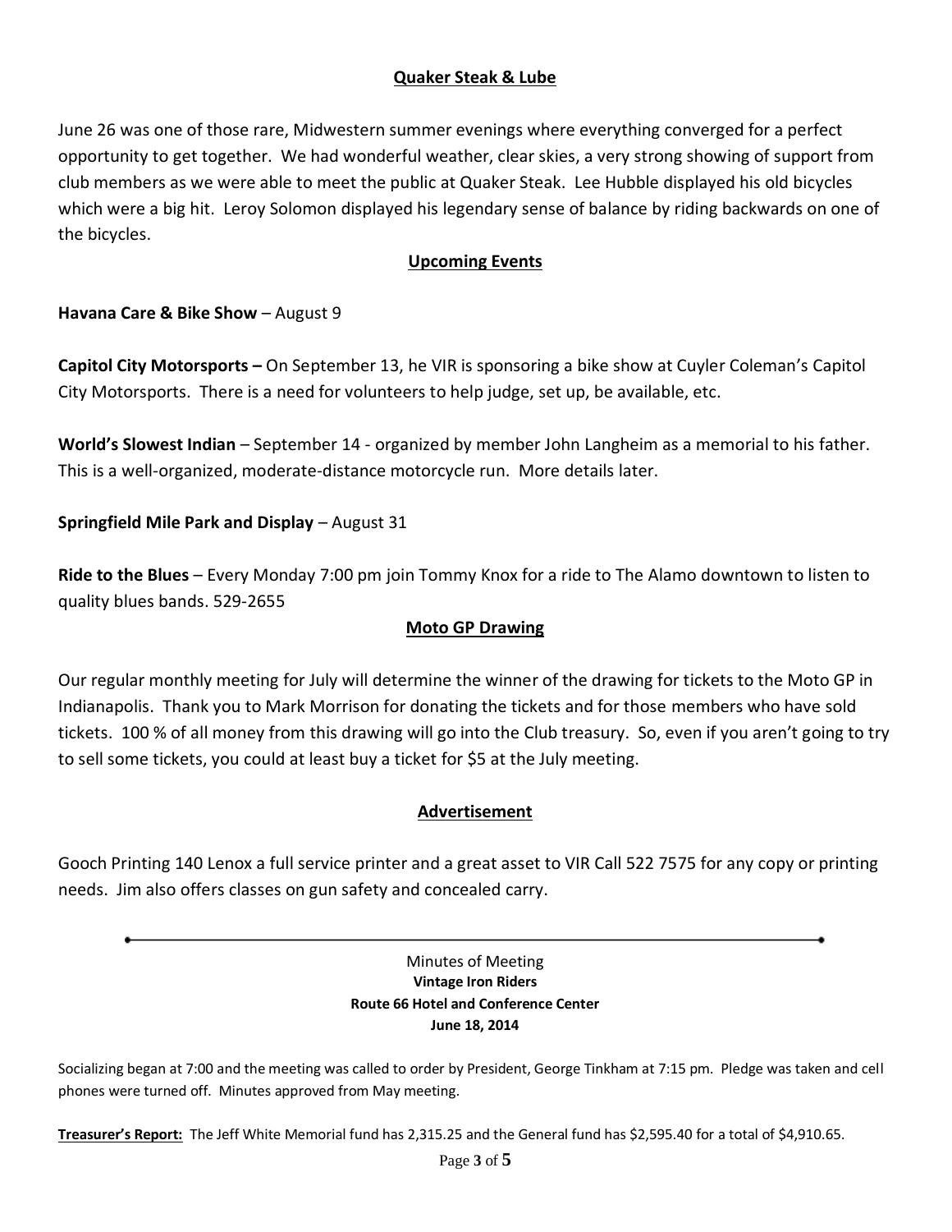## Quaker Steak & Lube

June 26 was one of those rare, Midwestern summer evenings where everything converged for a perfect opportunity to get together. We had wonderful weather, clear skies, a very strong showing of support from club members as we were able to meet the public at Quaker Steak. Lee Hubble displayed his old bicycles which were a big hit. Leroy Solomon displayed his legendary sense of balance by riding backwards on one of the bicycles.

## Upcoming Events

**Havana Care & Bike Show** – August 9

**Capitol City Motorsports –** On September 13, he VIR is sponsoring a bike show at Cuyler Coleman's Capitol City Motorsports. There is a need for volunteers to help judge, set up, be available, etc.

**World's Slowest Indian** – September 14 - organized by member John Langheim as a memorial to his father. This is a well-organized, moderate-distance motorcycle run. More details later.

**Springfield Mile Park and Display** – August 31

**Ride to the Blues** – Every Monday 7:00 pm join Tommy Knox for a ride to The Alamo downtown to listen to quality blues bands. 529-2655

## Moto GP Drawing

Our regular monthly meeting for July will determine the winner of the drawing for tickets to the Moto GP in Indianapolis. Thank you to Mark Morrison for donating the tickets and for those members who have sold tickets. 100 % of all money from this drawing will go into the Club treasury. So, even if you aren't going to try to sell some tickets, you could at least buy a ticket for $5 at the July meeting.

## Advertisement

Gooch Printing 140 Lenox a full service printer and a great asset to VIR Call 522 7575 for any copy or printing needs. Jim also offers classes on gun safety and concealed carry.

---

Minutes of Meeting
**Vintage Iron Riders**
**Route 66 Hotel and Conference Center**
**June 18, 2014**

Socializing began at 7:00 and the meeting was called to order by President, George Tinkham at 7:15 pm. Pledge was taken and cell phones were turned off. Minutes approved from May meeting.

**Treasurer's Report:** The Jeff White Memorial fund has 2,315.25 and the General fund has $2,595.40 for a total of $4,910.65.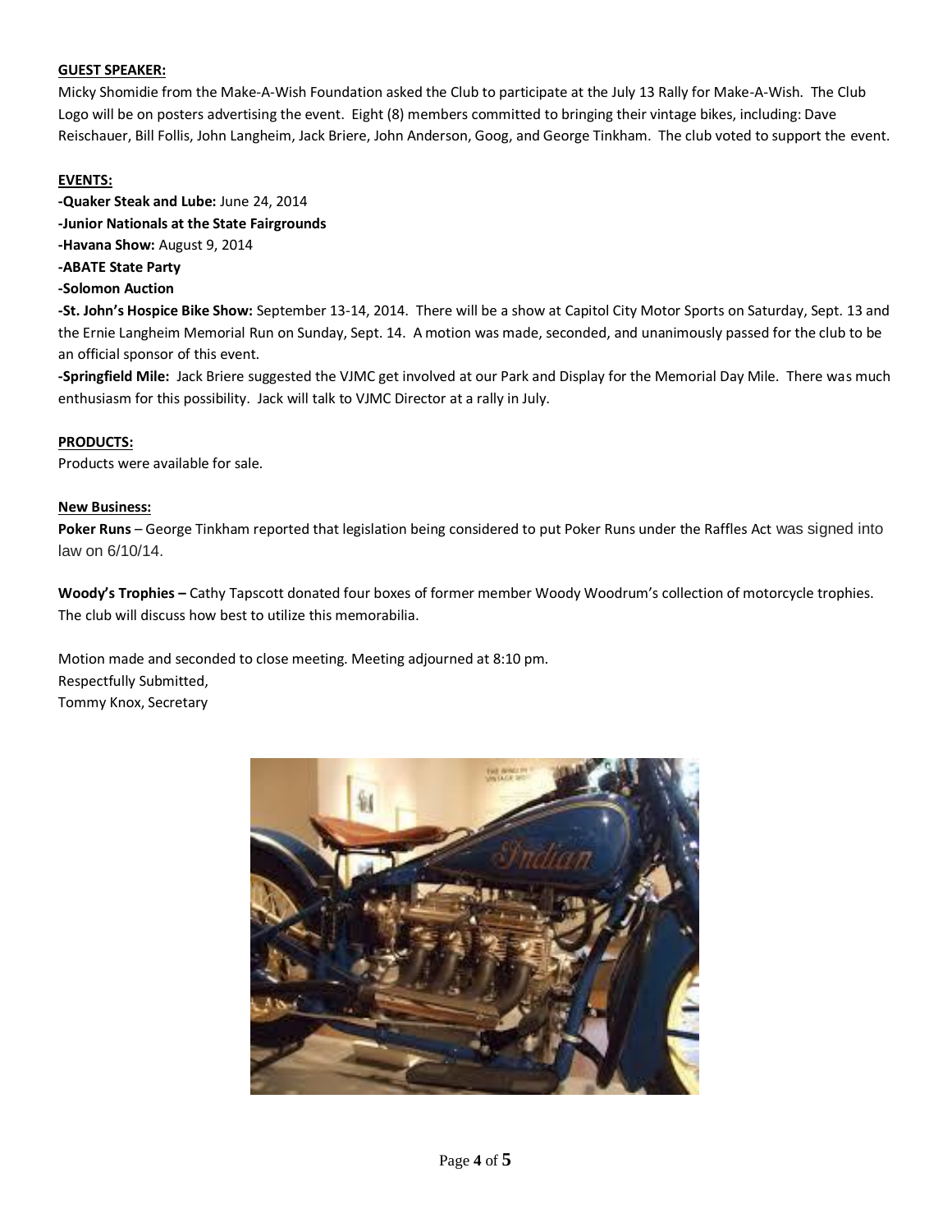**GUEST SPEAKER:**

Micky Shomidie from the Make-A-Wish Foundation asked the Club to participate at the July 13 Rally for Make-A-Wish. The Club Logo will be on posters advertising the event. Eight (8) members committed to bringing their vintage bikes, including: Dave Reischauer, Bill Follis, John Langheim, Jack Briere, John Anderson, Goog, and George Tinkham. The club voted to support the event.

**EVENTS:**

**-Quaker Steak and Lube:** June 24, 2014
**-Junior Nationals at the State Fairgrounds**
**-Havana Show:** August 9, 2014
**-ABATE State Party**
**-Solomon Auction**
**-St. John's Hospice Bike Show:** September 13-14, 2014. There will be a show at Capitol City Motor Sports on Saturday, Sept. 13 and the Ernie Langheim Memorial Run on Sunday, Sept. 14. A motion was made, seconded, and unanimously passed for the club to be an official sponsor of this event.
**-Springfield Mile:** Jack Briere suggested the VJMC get involved at our Park and Display for the Memorial Day Mile. There was much enthusiasm for this possibility. Jack will talk to VJMC Director at a rally in July.

**PRODUCTS:**

Products were available for sale.

**New Business:**

**Poker Runs** – George Tinkham reported that legislation being considered to put Poker Runs under the Raffles Act was signed into law on 6/10/14.

**Woody's Trophies –** Cathy Tapscott donated four boxes of former member Woody Woodrum's collection of motorcycle trophies. The club will discuss how best to utilize this memorabilia.

Motion made and seconded to close meeting. Meeting adjourned at 8:10 pm.
Respectfully Submitted,
Tommy Knox, Secretary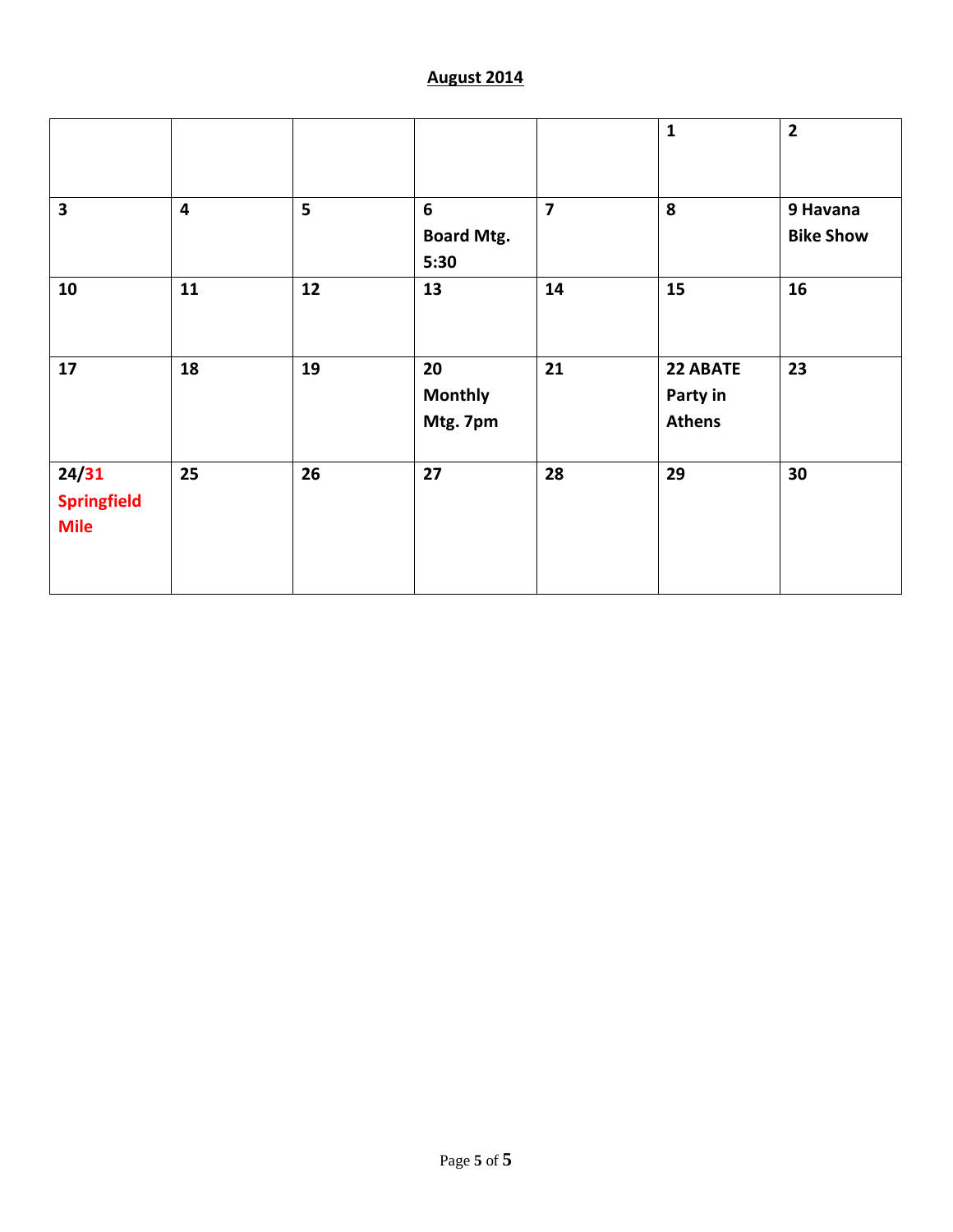**August 2014**

| | | | | | | |
|---|---|---|---|---|---|---|
| | | | | | 1 | 2 |
| 3 | 4 | 5 | 6 Board Mtg. 5:30 | 7 | 8 | 9 Havana Bike Show |
| 10 | 11 | 12 | 13 | 14 | 15 | 16 |
| 17 | 18 | 19 | 20 Monthly Mtg. 7pm | 21 | 22 ABATE Party in Athens | 23 |
| 24/31 Springfield Mile | 25 | 26 | 27 | 28 | 29 | 30 |